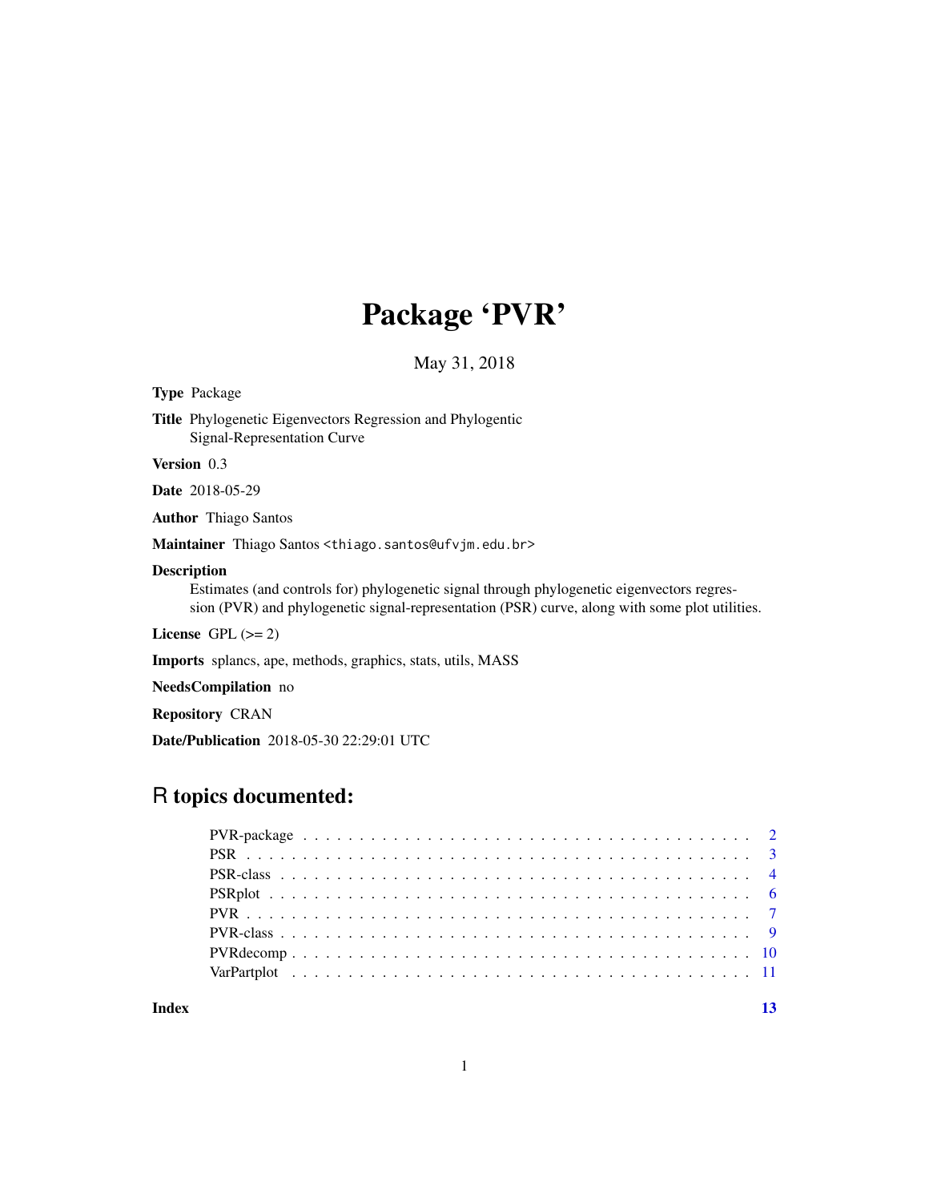# Package 'PVR'

May 31, 2018

**Type** Package

**Title** Phylogenetic Eigenvectors Regression and Phylogentic Signal-Representation Curve

**Version** 0.3

**Date** 2018-05-29

**Author** Thiago Santos

**Maintainer** Thiago Santos <thiago.santos@ufvjm.edu.br>

**Description** Estimates (and controls for) phylogenetic signal through phylogenetic eigenvectors regression (PVR) and phylogenetic signal-representation (PSR) curve, along with some plot utilities.

**License** GPL (>= 2)

**Imports** splancs, ape, methods, graphics, stats, utils, MASS

**NeedsCompilation** no

**Repository** CRAN

**Date/Publication** 2018-05-30 22:29:01 UTC

## R topics documented:

- PVR-package . . . . . . . . . . . . . . . . . . . . . . . . . . . . . . . . . . . . . . . 2
- PSR . . . . . . . . . . . . . . . . . . . . . . . . . . . . . . . . . . . . . . . . . . . . 3
- PSR-class . . . . . . . . . . . . . . . . . . . . . . . . . . . . . . . . . . . . . . . . . 4
- PSRplot . . . . . . . . . . . . . . . . . . . . . . . . . . . . . . . . . . . . . . . . . . 6
- PVR . . . . . . . . . . . . . . . . . . . . . . . . . . . . . . . . . . . . . . . . . . . . 7
- PVR-class . . . . . . . . . . . . . . . . . . . . . . . . . . . . . . . . . . . . . . . . . 9
- PVRdecomp . . . . . . . . . . . . . . . . . . . . . . . . . . . . . . . . . . . . . . . . 10
- VarPartplot . . . . . . . . . . . . . . . . . . . . . . . . . . . . . . . . . . . . . . . . 11

**Index** 13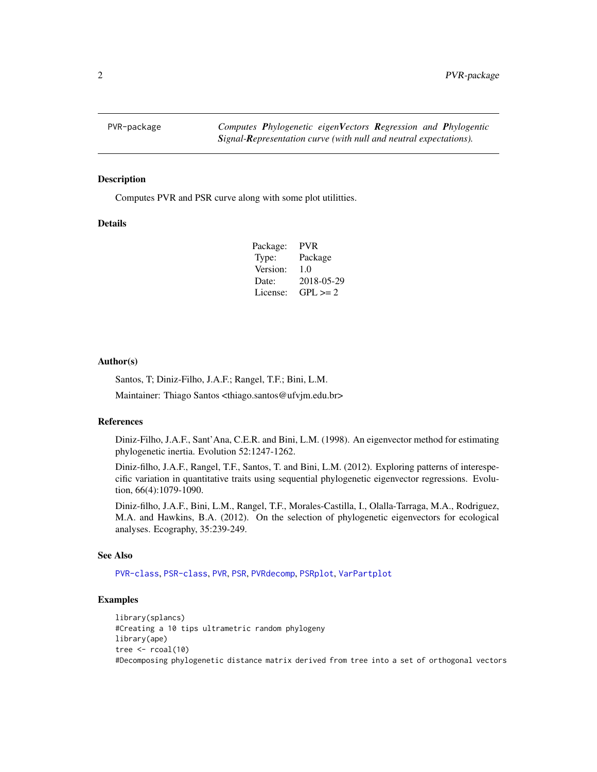PVR-package    *Computes **P**hylogenetic eigen**V**ectors **R**egression and **P**hylogentic **S**ignal-**R**epresentation curve (with null and neutral expectations).*

## Description

Computes PVR and PSR curve along with some plot utilitties.

## Details

| | |
|---|---|
| Package: | PVR |
| Type: | Package |
| Version: | 1.0 |
| Date: | 2018-05-29 |
| License: | GPL >= 2 |

## Author(s)

Santos, T; Diniz-Filho, J.A.F.; Rangel, T.F.; Bini, L.M.

Maintainer: Thiago Santos <thiago.santos@ufvjm.edu.br>

## References

Diniz-Filho, J.A.F., Sant'Ana, C.E.R. and Bini, L.M. (1998). An eigenvector method for estimating phylogenetic inertia. Evolution 52:1247-1262.

Diniz-filho, J.A.F., Rangel, T.F., Santos, T. and Bini, L.M. (2012). Exploring patterns of interespecific variation in quantitative traits using sequential phylogenetic eigenvector regressions. Evolution, 66(4):1079-1090.

Diniz-filho, J.A.F., Bini, L.M., Rangel, T.F., Morales-Castilla, I., Olalla-Tarraga, M.A., Rodriguez, M.A. and Hawkins, B.A. (2012). On the selection of phylogenetic eigenvectors for ecological analyses. Ecography, 35:239-249.

## See Also

PVR-class, PSR-class, PVR, PSR, PVRdecomp, PSRplot, VarPartplot

## Examples

```
library(splancs)
#Creating a 10 tips ultrametric random phylogeny
library(ape)
tree <- rcoal(10)
#Decomposing phylogenetic distance matrix derived from tree into a set of orthogonal vectors
```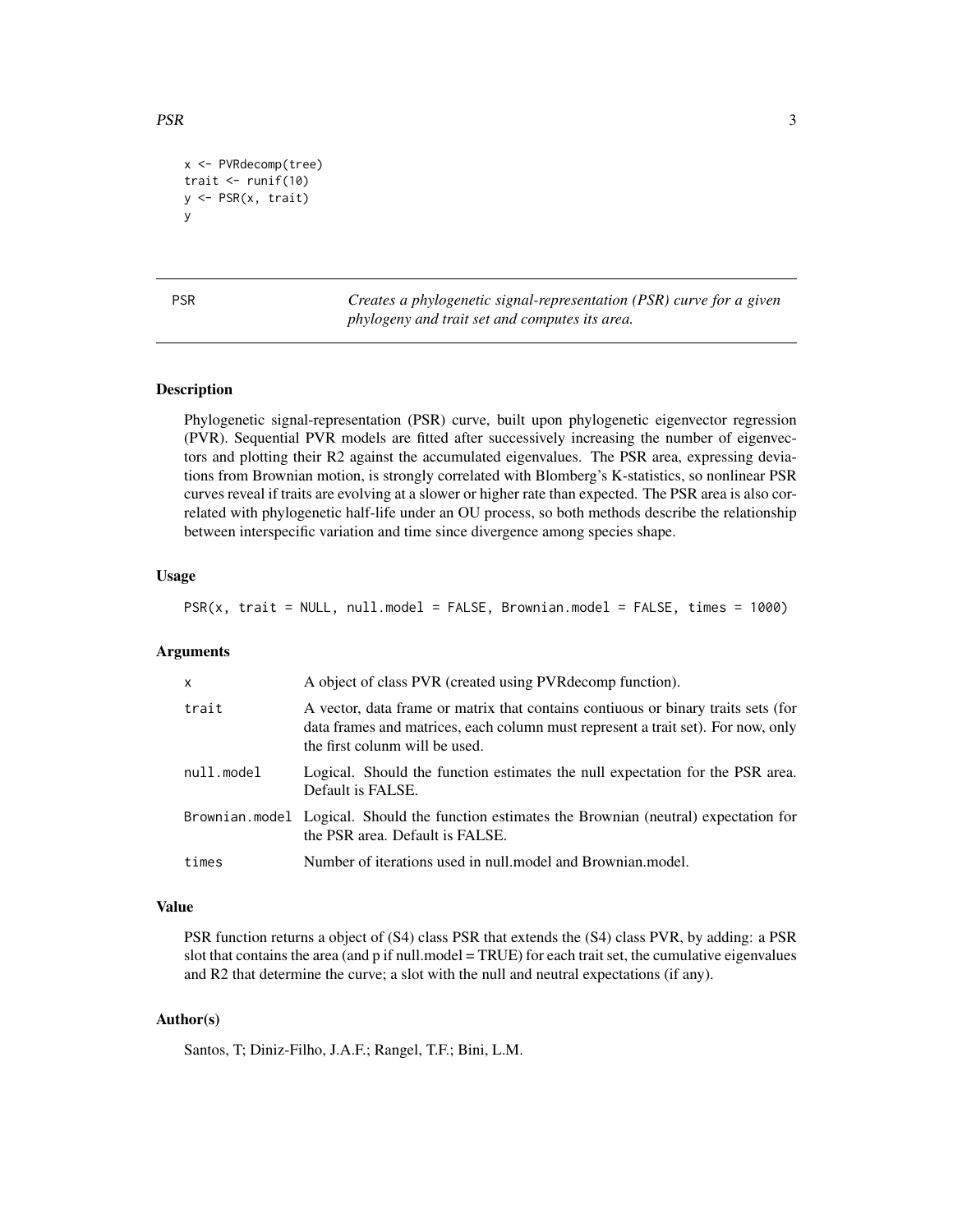```
x <- PVRdecomp(tree)
trait <- runif(10)
y <- PSR(x, trait)
y
```

## PSR — *Creates a phylogenetic signal-representation (PSR) curve for a given phylogeny and trait set and computes its area.*

### Description

Phylogenetic signal-representation (PSR) curve, built upon phylogenetic eigenvector regression (PVR). Sequential PVR models are fitted after successively increasing the number of eigenvectors and plotting their R2 against the accumulated eigenvalues. The PSR area, expressing deviations from Brownian motion, is strongly correlated with Blomberg's K-statistics, so nonlinear PSR curves reveal if traits are evolving at a slower or higher rate than expected. The PSR area is also correlated with phylogenetic half-life under an OU process, so both methods describe the relationship between interspecific variation and time since divergence among species shape.

### Usage

```
PSR(x, trait = NULL, null.model = FALSE, Brownian.model = FALSE, times = 1000)
```

### Arguments

| | |
|---|---|
| `x` | A object of class PVR (created using PVRdecomp function). |
| `trait` | A vector, data frame or matrix that contains contiuous or binary traits sets (for data frames and matrices, each column must represent a trait set). For now, only the first colunm will be used. |
| `null.model` | Logical. Should the function estimates the null expectation for the PSR area. Default is FALSE. |
| `Brownian.model` | Logical. Should the function estimates the Brownian (neutral) expectation for the PSR area. Default is FALSE. |
| `times` | Number of iterations used in null.model and Brownian.model. |

### Value

PSR function returns a object of (S4) class PSR that extends the (S4) class PVR, by adding: a PSR slot that contains the area (and p if null.model = TRUE) for each trait set, the cumulative eigenvalues and R2 that determine the curve; a slot with the null and neutral expectations (if any).

### Author(s)

Santos, T; Diniz-Filho, J.A.F.; Rangel, T.F.; Bini, L.M.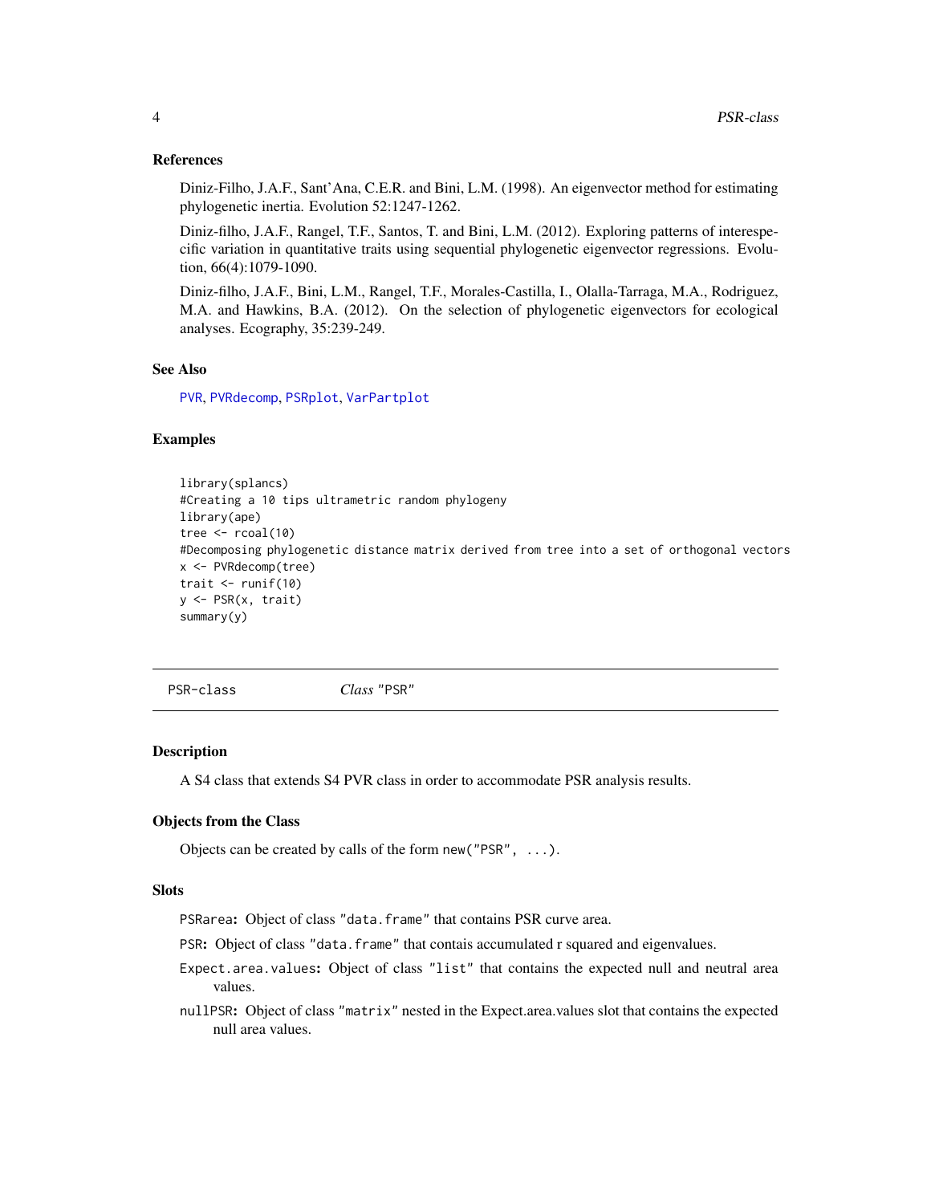## References

Diniz-Filho, J.A.F., Sant'Ana, C.E.R. and Bini, L.M. (1998). An eigenvector method for estimating phylogenetic inertia. Evolution 52:1247-1262.

Diniz-filho, J.A.F., Rangel, T.F., Santos, T. and Bini, L.M. (2012). Exploring patterns of interespecific variation in quantitative traits using sequential phylogenetic eigenvector regressions. Evolution, 66(4):1079-1090.

Diniz-filho, J.A.F., Bini, L.M., Rangel, T.F., Morales-Castilla, I., Olalla-Tarraga, M.A., Rodriguez, M.A. and Hawkins, B.A. (2012). On the selection of phylogenetic eigenvectors for ecological analyses. Ecography, 35:239-249.

## See Also

PVR, PVRdecomp, PSRplot, VarPartplot

## Examples

```
library(splancs)
#Creating a 10 tips ultrametric random phylogeny
library(ape)
tree <- rcoal(10)
#Decomposing phylogenetic distance matrix derived from tree into a set of orthogonal vectors
x <- PVRdecomp(tree)
trait <- runif(10)
y <- PSR(x, trait)
summary(y)
```

---

# PSR-class — *Class* "PSR"

## Description

A S4 class that extends S4 PVR class in order to accommodate PSR analysis results.

## Objects from the Class

Objects can be created by calls of the form `new("PSR", ...)`.

## Slots

- **PSRarea:** Object of class "data.frame" that contains PSR curve area.
- **PSR:** Object of class "data.frame" that contais accumulated r squared and eigenvalues.
- **Expect.area.values:** Object of class "list" that contains the expected null and neutral area values.
- **nullPSR:** Object of class "matrix" nested in the Expect.area.values slot that contains the expected null area values.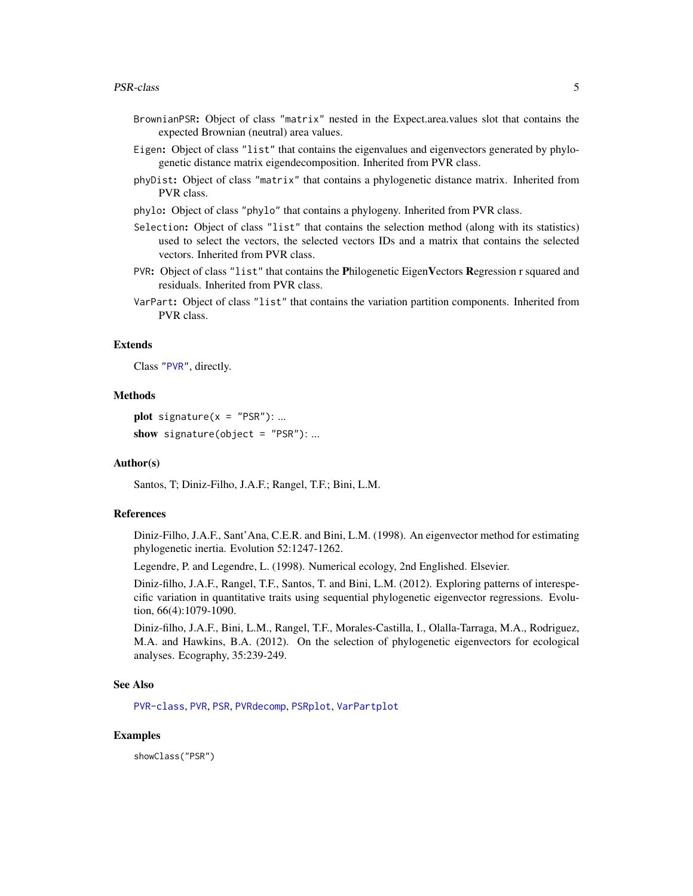BrownianPSR**:** Object of class "matrix" nested in the Expect.area.values slot that contains the expected Brownian (neutral) area values.

Eigen**:** Object of class "list" that contains the eigenvalues and eigenvectors generated by phylogenetic distance matrix eigendecomposition. Inherited from PVR class.

phyDist**:** Object of class "matrix" that contains a phylogenetic distance matrix. Inherited from PVR class.

phylo**:** Object of class "phylo" that contains a phylogeny. Inherited from PVR class.

Selection**:** Object of class "list" that contains the selection method (along with its statistics) used to select the vectors, the selected vectors IDs and a matrix that contains the selected vectors. Inherited from PVR class.

PVR**:** Object of class "list" that contains the **P**hilogenetic Eigen**V**ectors **R**egression r squared and residuals. Inherited from PVR class.

VarPart**:** Object of class "list" that contains the variation partition components. Inherited from PVR class.

### Extends

Class "PVR", directly.

### Methods

**plot** signature(x = "PSR"): ...

**show** signature(object = "PSR"): ...

### Author(s)

Santos, T; Diniz-Filho, J.A.F.; Rangel, T.F.; Bini, L.M.

### References

Diniz-Filho, J.A.F., Sant'Ana, C.E.R. and Bini, L.M. (1998). An eigenvector method for estimating phylogenetic inertia. Evolution 52:1247-1262.

Legendre, P. and Legendre, L. (1998). Numerical ecology, 2nd Englished. Elsevier.

Diniz-filho, J.A.F., Rangel, T.F., Santos, T. and Bini, L.M. (2012). Exploring patterns of interespecific variation in quantitative traits using sequential phylogenetic eigenvector regressions. Evolution, 66(4):1079-1090.

Diniz-filho, J.A.F., Bini, L.M., Rangel, T.F., Morales-Castilla, I., Olalla-Tarraga, M.A., Rodriguez, M.A. and Hawkins, B.A. (2012). On the selection of phylogenetic eigenvectors for ecological analyses. Ecography, 35:239-249.

### See Also

PVR-class, PVR, PSR, PVRdecomp, PSRplot, VarPartplot

### Examples

```
showClass("PSR")
```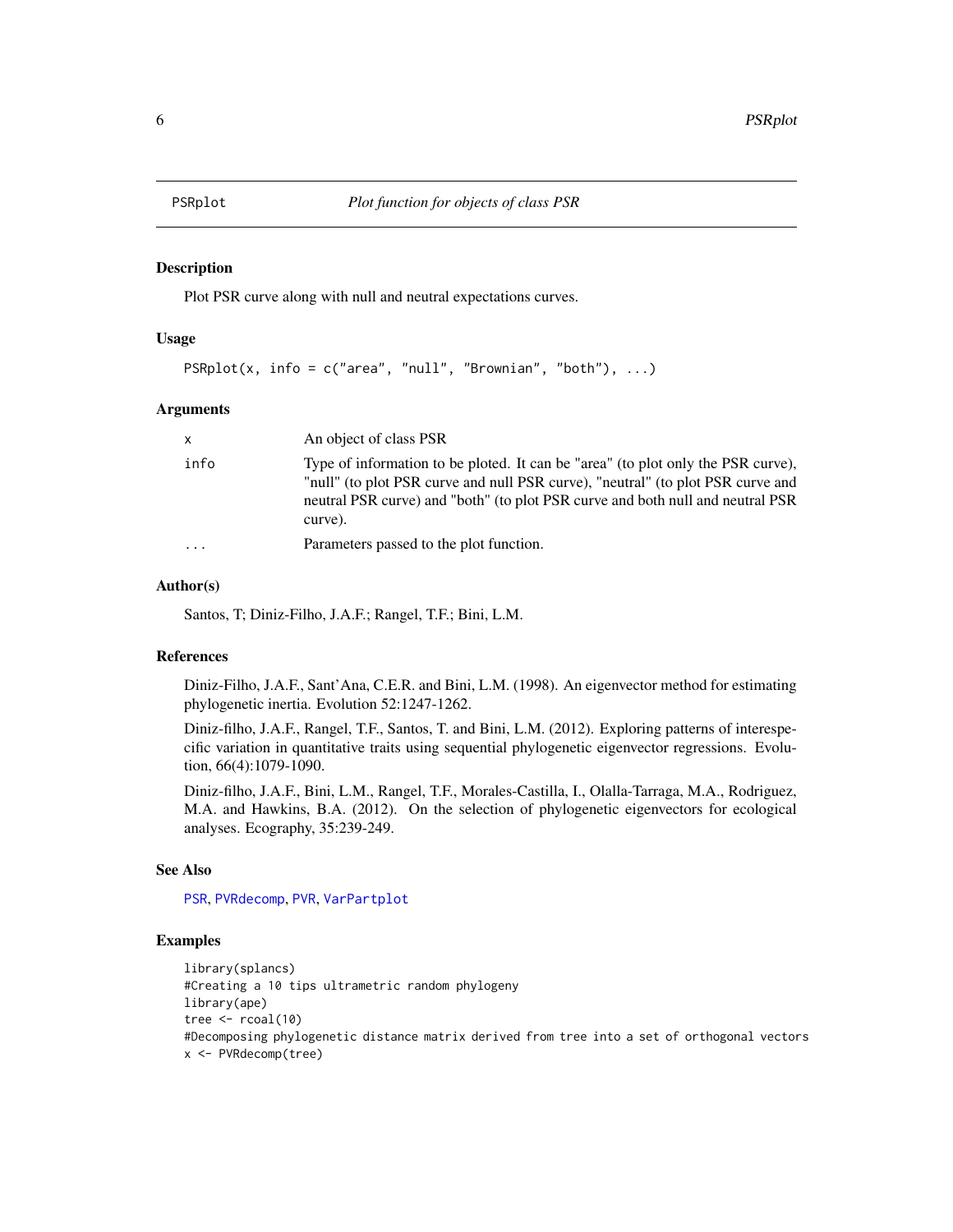# PSRplot — *Plot function for objects of class PSR*

## Description

Plot PSR curve along with null and neutral expectations curves.

## Usage

```
PSRplot(x, info = c("area", "null", "Brownian", "both"), ...)
```

## Arguments

| | |
|---|---|
| x | An object of class PSR |
| info | Type of information to be ploted. It can be "area" (to plot only the PSR curve), "null" (to plot PSR curve and null PSR curve), "neutral" (to plot PSR curve and neutral PSR curve) and "both" (to plot PSR curve and both null and neutral PSR curve). |
| ... | Parameters passed to the plot function. |

## Author(s)

Santos, T; Diniz-Filho, J.A.F.; Rangel, T.F.; Bini, L.M.

## References

Diniz-Filho, J.A.F., Sant'Ana, C.E.R. and Bini, L.M. (1998). An eigenvector method for estimating phylogenetic inertia. Evolution 52:1247-1262.

Diniz-filho, J.A.F., Rangel, T.F., Santos, T. and Bini, L.M. (2012). Exploring patterns of interespecific variation in quantitative traits using sequential phylogenetic eigenvector regressions. Evolution, 66(4):1079-1090.

Diniz-filho, J.A.F., Bini, L.M., Rangel, T.F., Morales-Castilla, I., Olalla-Tarraga, M.A., Rodriguez, M.A. and Hawkins, B.A. (2012). On the selection of phylogenetic eigenvectors for ecological analyses. Ecography, 35:239-249.

## See Also

PSR, PVRdecomp, PVR, VarPartplot

## Examples

```
library(splancs)
#Creating a 10 tips ultrametric random phylogeny
library(ape)
tree <- rcoal(10)
#Decomposing phylogenetic distance matrix derived from tree into a set of orthogonal vectors
x <- PVRdecomp(tree)
```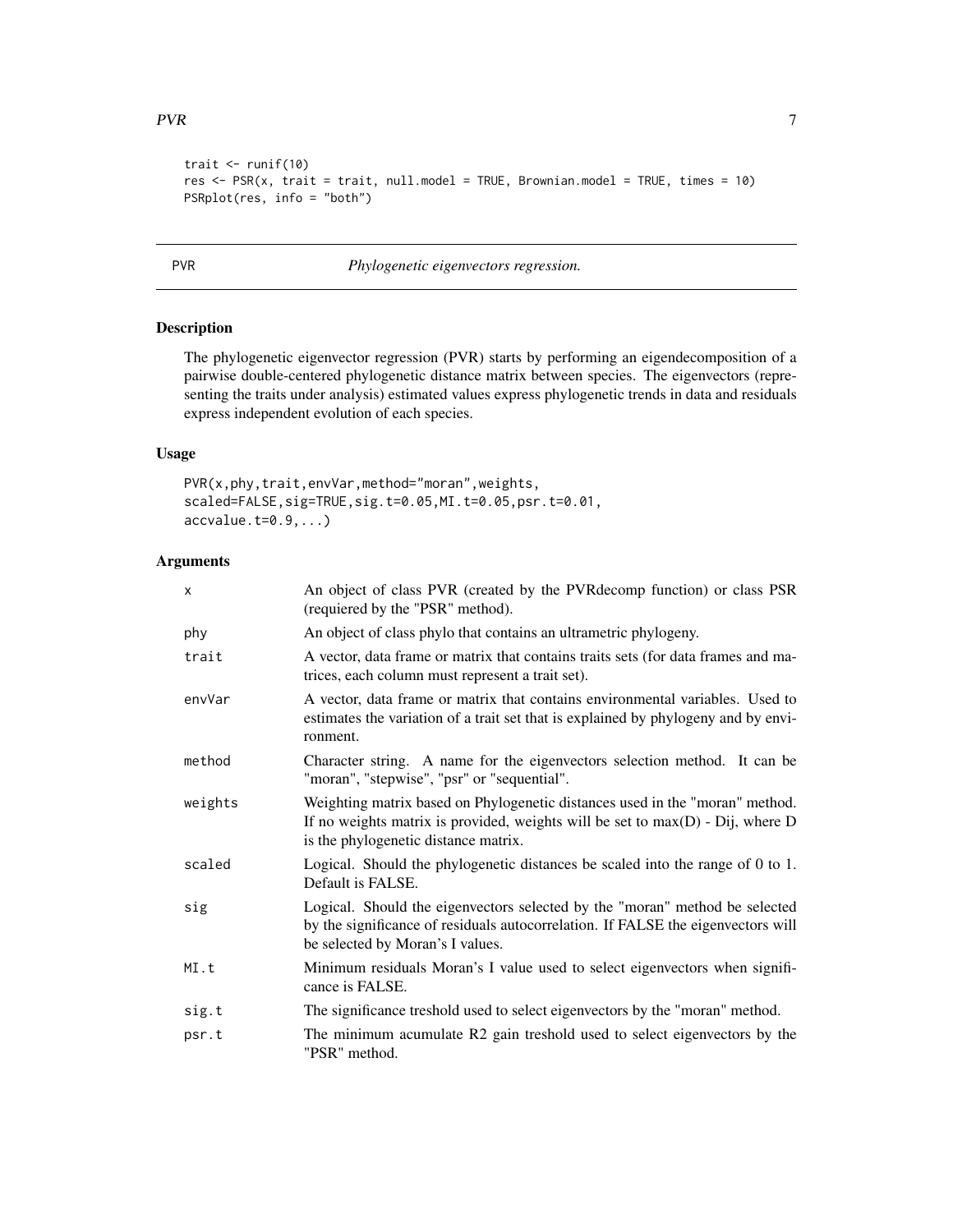```
trait <- runif(10)
res <- PSR(x, trait = trait, null.model = TRUE, Brownian.model = TRUE, times = 10)
PSRplot(res, info = "both")
```

---

## PVR *Phylogenetic eigenvectors regression.*

---

### Description

The phylogenetic eigenvector regression (PVR) starts by performing an eigendecomposition of a pairwise double-centered phylogenetic distance matrix between species. The eigenvectors (representing the traits under analysis) estimated values express phylogenetic trends in data and residuals express independent evolution of each species.

### Usage

```
PVR(x,phy,trait,envVar,method="moran",weights,
scaled=FALSE,sig=TRUE,sig.t=0.05,MI.t=0.05,psr.t=0.01,
accvalue.t=0.9,...)
```

### Arguments

| | |
|---|---|
| x | An object of class PVR (created by the PVRdecomp function) or class PSR (requiered by the "PSR" method). |
| phy | An object of class phylo that contains an ultrametric phylogeny. |
| trait | A vector, data frame or matrix that contains traits sets (for data frames and matrices, each column must represent a trait set). |
| envVar | A vector, data frame or matrix that contains environmental variables. Used to estimates the variation of a trait set that is explained by phylogeny and by environment. |
| method | Character string. A name for the eigenvectors selection method. It can be "moran", "stepwise", "psr" or "sequential". |
| weights | Weighting matrix based on Phylogenetic distances used in the "moran" method. If no weights matrix is provided, weights will be set to max(D) - Dij, where D is the phylogenetic distance matrix. |
| scaled | Logical. Should the phylogenetic distances be scaled into the range of 0 to 1. Default is FALSE. |
| sig | Logical. Should the eigenvectors selected by the "moran" method be selected by the significance of residuals autocorrelation. If FALSE the eigenvectors will be selected by Moran's I values. |
| MI.t | Minimum residuals Moran's I value used to select eigenvectors when significance is FALSE. |
| sig.t | The significance treshold used to select eigenvectors by the "moran" method. |
| psr.t | The minimum acumulate R2 gain treshold used to select eigenvectors by the "PSR" method. |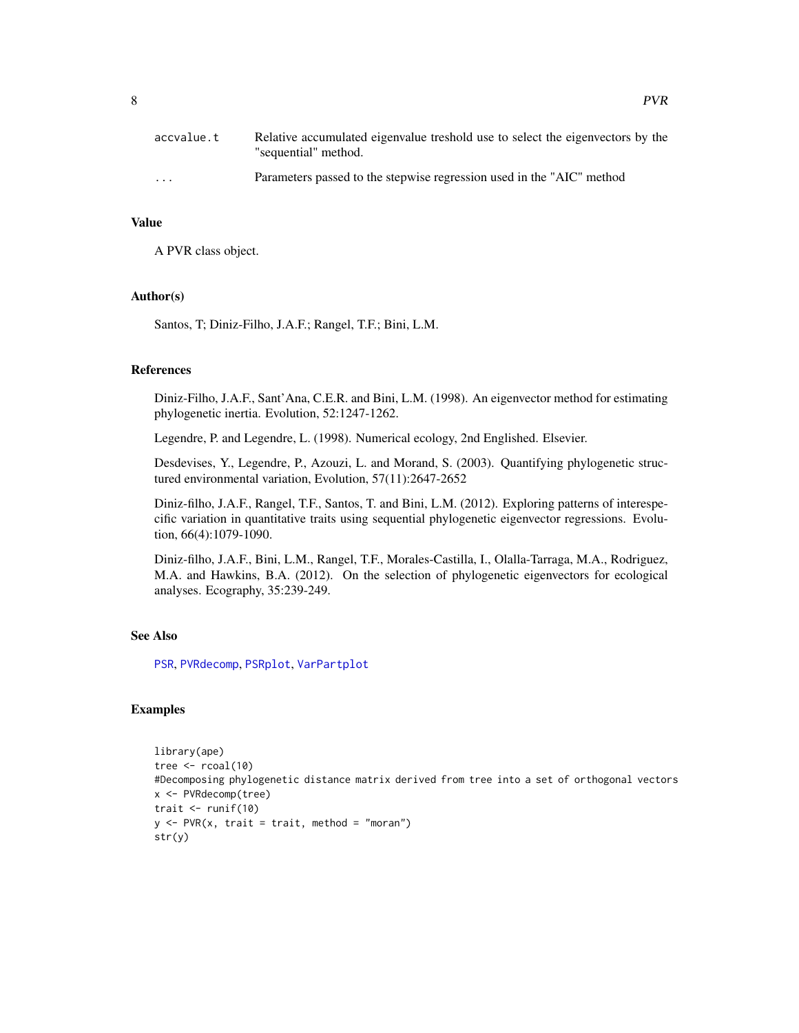| | |
|---|---|
| accvalue.t | Relative accumulated eigenvalue treshold use to select the eigenvectors by the "sequential" method. |
| ... | Parameters passed to the stepwise regression used in the "AIC" method |

## Value

A PVR class object.

## Author(s)

Santos, T; Diniz-Filho, J.A.F.; Rangel, T.F.; Bini, L.M.

## References

Diniz-Filho, J.A.F., Sant'Ana, C.E.R. and Bini, L.M. (1998). An eigenvector method for estimating phylogenetic inertia. Evolution, 52:1247-1262.

Legendre, P. and Legendre, L. (1998). Numerical ecology, 2nd Englished. Elsevier.

Desdevises, Y., Legendre, P., Azouzi, L. and Morand, S. (2003). Quantifying phylogenetic structured environmental variation, Evolution, 57(11):2647-2652

Diniz-filho, J.A.F., Rangel, T.F., Santos, T. and Bini, L.M. (2012). Exploring patterns of interespecific variation in quantitative traits using sequential phylogenetic eigenvector regressions. Evolution, 66(4):1079-1090.

Diniz-filho, J.A.F., Bini, L.M., Rangel, T.F., Morales-Castilla, I., Olalla-Tarraga, M.A., Rodriguez, M.A. and Hawkins, B.A. (2012). On the selection of phylogenetic eigenvectors for ecological analyses. Ecography, 35:239-249.

## See Also

PSR, PVRdecomp, PSRplot, VarPartplot

## Examples

```
library(ape)
tree <- rcoal(10)
#Decomposing phylogenetic distance matrix derived from tree into a set of orthogonal vectors
x <- PVRdecomp(tree)
trait <- runif(10)
y <- PVR(x, trait = trait, method = "moran")
str(y)
```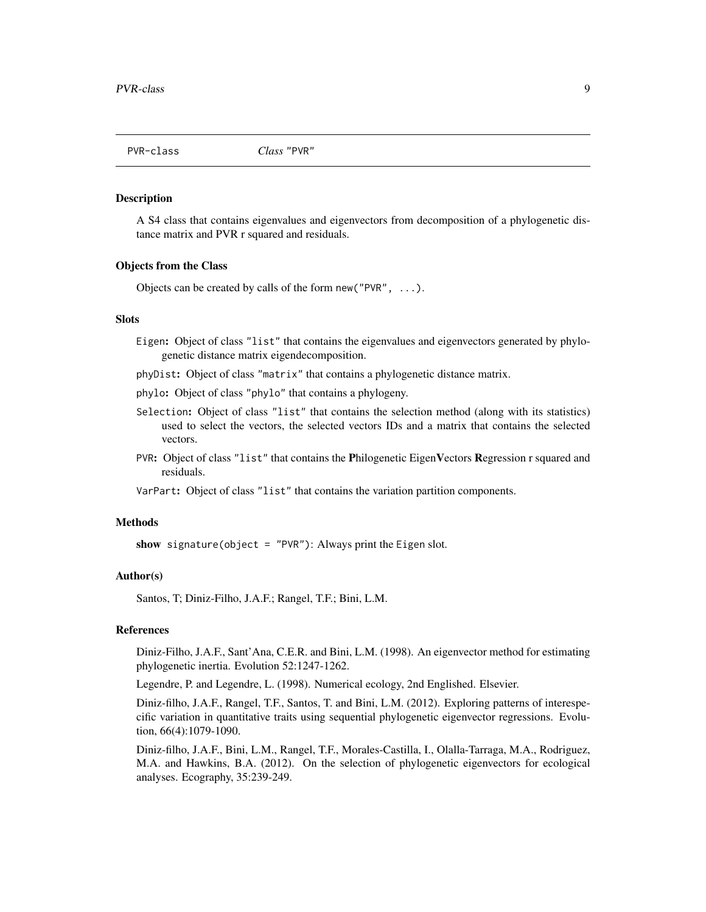# PVR-class *Class* "PVR"

### Description

A S4 class that contains eigenvalues and eigenvectors from decomposition of a phylogenetic distance matrix and PVR r squared and residuals.

### Objects from the Class

Objects can be created by calls of the form `new("PVR", ...)`.

### Slots

`Eigen`: Object of class "list" that contains the eigenvalues and eigenvectors generated by phylogenetic distance matrix eigendecomposition.

`phyDist`: Object of class "matrix" that contains a phylogenetic distance matrix.

`phylo`: Object of class "phylo" that contains a phylogeny.

`Selection`: Object of class "list" that contains the selection method (along with its statistics) used to select the vectors, the selected vectors IDs and a matrix that contains the selected vectors.

`PVR`: Object of class "list" that contains the **P**hilogenetic Eigen**V**ectors **R**egression r squared and residuals.

`VarPart`: Object of class "list" that contains the variation partition components.

### Methods

**show** `signature(object = "PVR")`: Always print the `Eigen` slot.

### Author(s)

Santos, T; Diniz-Filho, J.A.F.; Rangel, T.F.; Bini, L.M.

### References

Diniz-Filho, J.A.F., Sant'Ana, C.E.R. and Bini, L.M. (1998). An eigenvector method for estimating phylogenetic inertia. Evolution 52:1247-1262.

Legendre, P. and Legendre, L. (1998). Numerical ecology, 2nd Englished. Elsevier.

Diniz-filho, J.A.F., Rangel, T.F., Santos, T. and Bini, L.M. (2012). Exploring patterns of interespecific variation in quantitative traits using sequential phylogenetic eigenvector regressions. Evolution, 66(4):1079-1090.

Diniz-filho, J.A.F., Bini, L.M., Rangel, T.F., Morales-Castilla, I., Olalla-Tarraga, M.A., Rodriguez, M.A. and Hawkins, B.A. (2012). On the selection of phylogenetic eigenvectors for ecological analyses. Ecography, 35:239-249.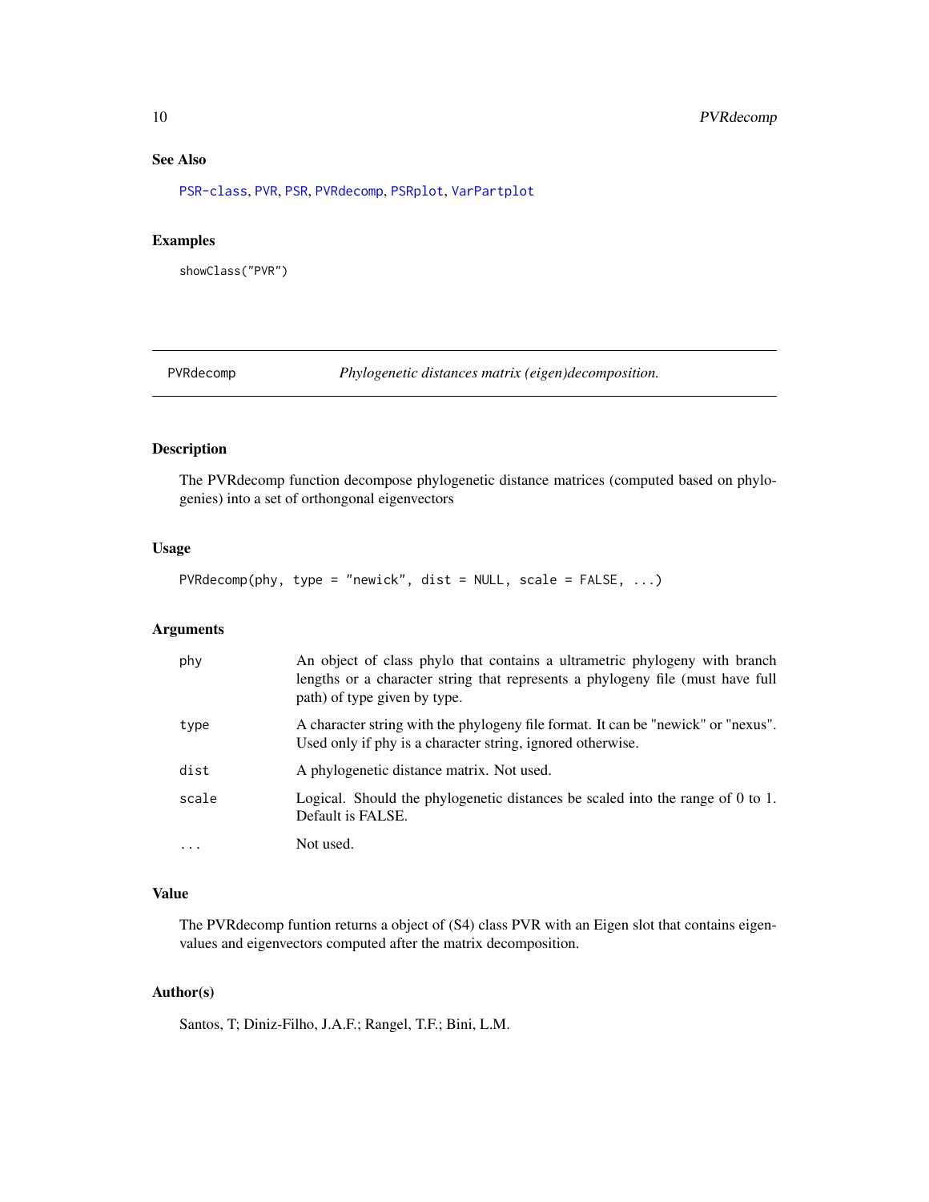### See Also

PSR-class, PVR, PSR, PVRdecomp, PSRplot, VarPartplot

### Examples

```
showClass("PVR")
```

---

## PVRdecomp — *Phylogenetic distances matrix (eigen)decomposition.*

---

### Description

The PVRdecomp function decompose phylogenetic distance matrices (computed based on phylogenies) into a set of orthongonal eigenvectors

### Usage

```
PVRdecomp(phy, type = "newick", dist = NULL, scale = FALSE, ...)
```

### Arguments

| | |
|---|---|
| phy | An object of class phylo that contains a ultrametric phylogeny with branch lengths or a character string that represents a phylogeny file (must have full path) of type given by type. |
| type | A character string with the phylogeny file format. It can be "newick" or "nexus". Used only if phy is a character string, ignored otherwise. |
| dist | A phylogenetic distance matrix. Not used. |
| scale | Logical. Should the phylogenetic distances be scaled into the range of 0 to 1. Default is FALSE. |
| ... | Not used. |

### Value

The PVRdecomp funtion returns a object of (S4) class PVR with an Eigen slot that contains eigenvalues and eigenvectors computed after the matrix decomposition.

### Author(s)

Santos, T; Diniz-Filho, J.A.F.; Rangel, T.F.; Bini, L.M.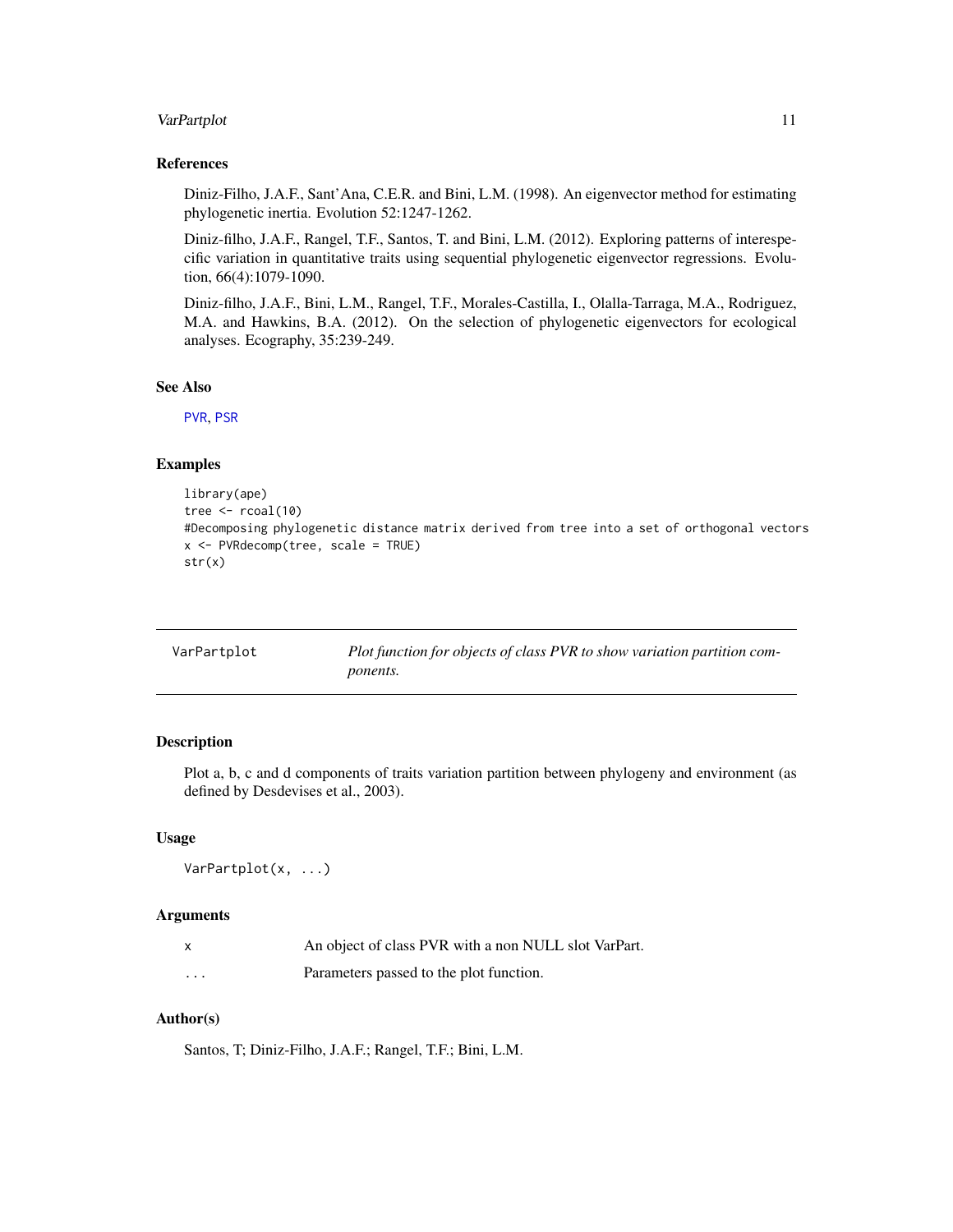### References

Diniz-Filho, J.A.F., Sant'Ana, C.E.R. and Bini, L.M. (1998). An eigenvector method for estimating phylogenetic inertia. Evolution 52:1247-1262.

Diniz-filho, J.A.F., Rangel, T.F., Santos, T. and Bini, L.M. (2012). Exploring patterns of interespecific variation in quantitative traits using sequential phylogenetic eigenvector regressions. Evolution, 66(4):1079-1090.

Diniz-filho, J.A.F., Bini, L.M., Rangel, T.F., Morales-Castilla, I., Olalla-Tarraga, M.A., Rodriguez, M.A. and Hawkins, B.A. (2012). On the selection of phylogenetic eigenvectors for ecological analyses. Ecography, 35:239-249.

### See Also

PVR, PSR

### Examples

```
library(ape)
tree <- rcoal(10)
#Decomposing phylogenetic distance matrix derived from tree into a set of orthogonal vectors
x <- PVRdecomp(tree, scale = TRUE)
str(x)
```

---

## VarPartplot — *Plot function for objects of class PVR to show variation partition components.*

---

### Description

Plot a, b, c and d components of traits variation partition between phylogeny and environment (as defined by Desdevises et al., 2003).

### Usage

```
VarPartplot(x, ...)
```

### Arguments

| | |
|---|---|
| x | An object of class PVR with a non NULL slot VarPart. |
| ... | Parameters passed to the plot function. |

### Author(s)

Santos, T; Diniz-Filho, J.A.F.; Rangel, T.F.; Bini, L.M.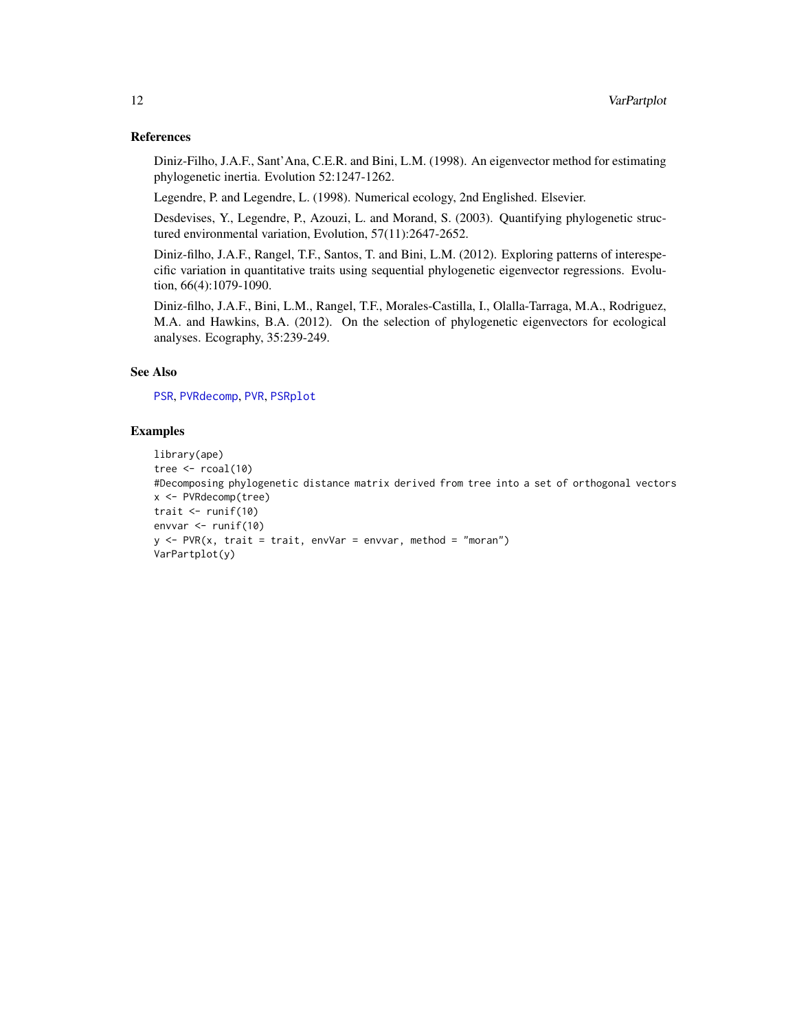## References

Diniz-Filho, J.A.F., Sant'Ana, C.E.R. and Bini, L.M. (1998). An eigenvector method for estimating phylogenetic inertia. Evolution 52:1247-1262.

Legendre, P. and Legendre, L. (1998). Numerical ecology, 2nd Englished. Elsevier.

Desdevises, Y., Legendre, P., Azouzi, L. and Morand, S. (2003). Quantifying phylogenetic structured environmental variation, Evolution, 57(11):2647-2652.

Diniz-filho, J.A.F., Rangel, T.F., Santos, T. and Bini, L.M. (2012). Exploring patterns of interespecific variation in quantitative traits using sequential phylogenetic eigenvector regressions. Evolution, 66(4):1079-1090.

Diniz-filho, J.A.F., Bini, L.M., Rangel, T.F., Morales-Castilla, I., Olalla-Tarraga, M.A., Rodriguez, M.A. and Hawkins, B.A. (2012). On the selection of phylogenetic eigenvectors for ecological analyses. Ecography, 35:239-249.

## See Also

PSR, PVRdecomp, PVR, PSRplot

## Examples

```
library(ape)
tree <- rcoal(10)
#Decomposing phylogenetic distance matrix derived from tree into a set of orthogonal vectors
x <- PVRdecomp(tree)
trait <- runif(10)
envvar <- runif(10)
y <- PVR(x, trait = trait, envVar = envvar, method = "moran")
VarPartplot(y)
```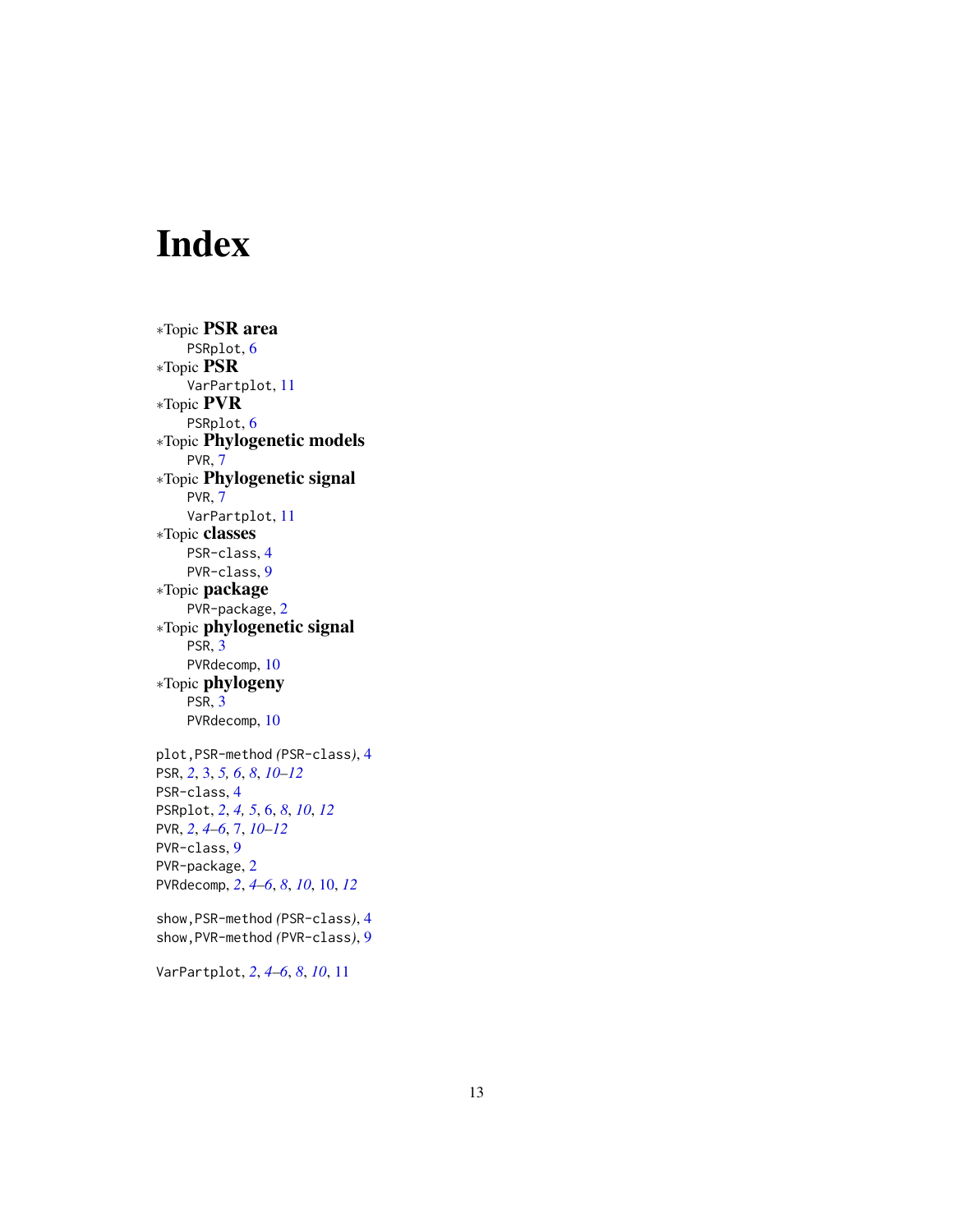# Index

∗Topic **PSR area**
  PSRplot, 6
∗Topic **PSR**
  VarPartplot, 11
∗Topic **PVR**
  PSRplot, 6
∗Topic **Phylogenetic models**
  PVR, 7
∗Topic **Phylogenetic signal**
  PVR, 7
  VarPartplot, 11
∗Topic **classes**
  PSR-class, 4
  PVR-class, 9
∗Topic **package**
  PVR-package, 2
∗Topic **phylogenetic signal**
  PSR, 3
  PVRdecomp, 10
∗Topic **phylogeny**
  PSR, 3
  PVRdecomp, 10

plot,PSR-method *(*PSR-class*)*, 4
PSR, *2*, 3, *5, 6*, *8*, *10–12*
PSR-class, 4
PSRplot, *2*, *4, 5*, 6, *8*, *10*, *12*
PVR, *2*, *4–6*, 7, *10–12*
PVR-class, 9
PVR-package, 2
PVRdecomp, *2*, *4–6*, *8*, *10*, 10, *12*

show,PSR-method *(*PSR-class*)*, 4
show,PVR-method *(*PVR-class*)*, 9

VarPartplot, *2*, *4–6*, *8*, *10*, 11